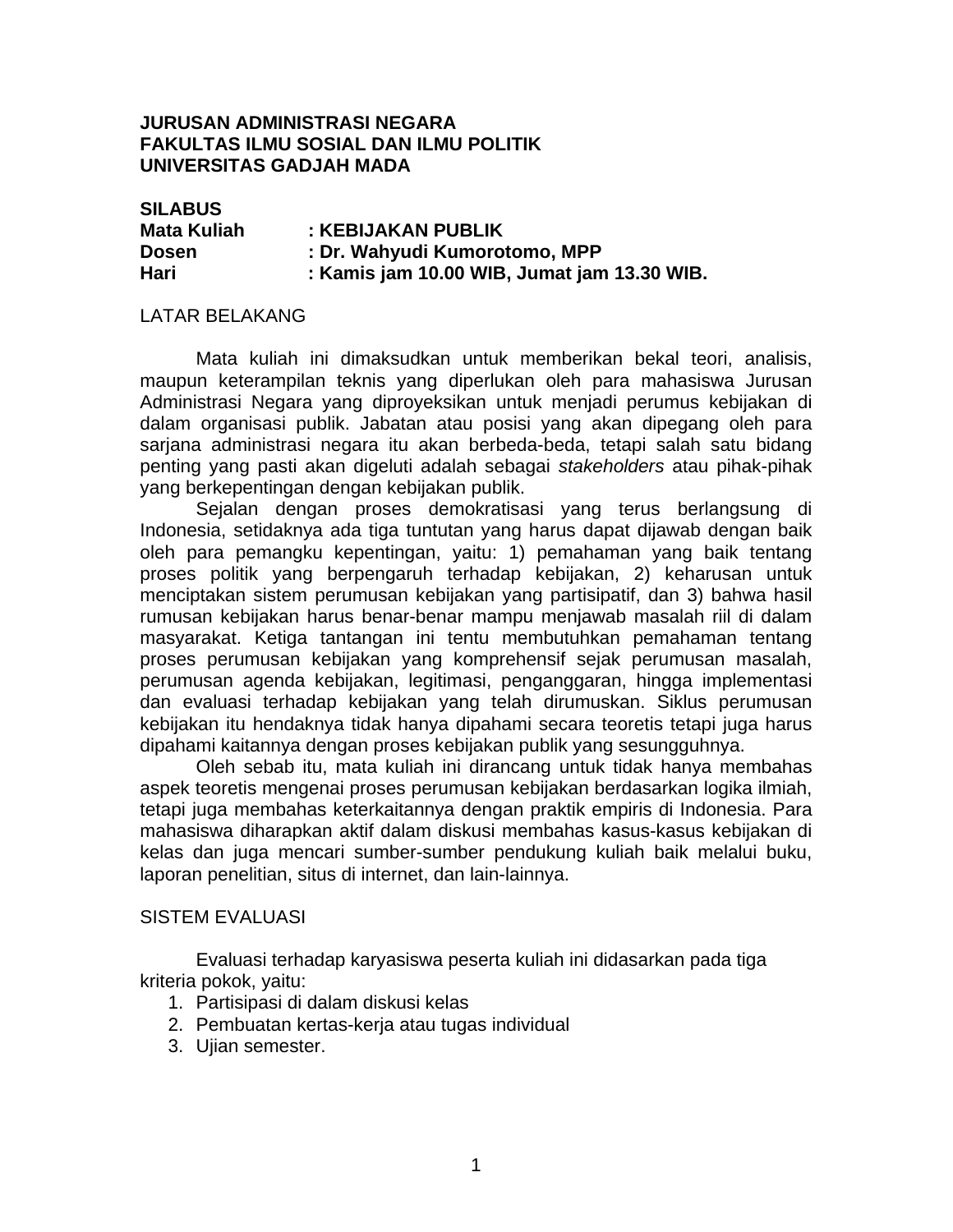**JURUSAN ADMINISTRASI NEGARA**
**FAKULTAS ILMU SOSIAL DAN ILMU POLITIK**
**UNIVERSITAS GADJAH MADA**

**SILABUS**
**Mata Kuliah : KEBIJAKAN PUBLIK**
**Dosen : Dr. Wahyudi Kumorotomo, MPP**
**Hari : Kamis jam 10.00 WIB, Jumat jam 13.30 WIB.**

## LATAR BELAKANG

Mata kuliah ini dimaksudkan untuk memberikan bekal teori, analisis, maupun keterampilan teknis yang diperlukan oleh para mahasiswa Jurusan Administrasi Negara yang diproyeksikan untuk menjadi perumus kebijakan di dalam organisasi publik. Jabatan atau posisi yang akan dipegang oleh para sarjana administrasi negara itu akan berbeda-beda, tetapi salah satu bidang penting yang pasti akan digeluti adalah sebagai *stakeholders* atau pihak-pihak yang berkepentingan dengan kebijakan publik.

Sejalan dengan proses demokratisasi yang terus berlangsung di Indonesia, setidaknya ada tiga tuntutan yang harus dapat dijawab dengan baik oleh para pemangku kepentingan, yaitu: 1) pemahaman yang baik tentang proses politik yang berpengaruh terhadap kebijakan, 2) keharusan untuk menciptakan sistem perumusan kebijakan yang partisipatif, dan 3) bahwa hasil rumusan kebijakan harus benar-benar mampu menjawab masalah riil di dalam masyarakat. Ketiga tantangan ini tentu membutuhkan pemahaman tentang proses perumusan kebijakan yang komprehensif sejak perumusan masalah, perumusan agenda kebijakan, legitimasi, penganggaran, hingga implementasi dan evaluasi terhadap kebijakan yang telah dirumuskan. Siklus perumusan kebijakan itu hendaknya tidak hanya dipahami secara teoretis tetapi juga harus dipahami kaitannya dengan proses kebijakan publik yang sesungguhnya.

Oleh sebab itu, mata kuliah ini dirancang untuk tidak hanya membahas aspek teoretis mengenai proses perumusan kebijakan berdasarkan logika ilmiah, tetapi juga membahas keterkaitannya dengan praktik empiris di Indonesia. Para mahasiswa diharapkan aktif dalam diskusi membahas kasus-kasus kebijakan di kelas dan juga mencari sumber-sumber pendukung kuliah baik melalui buku, laporan penelitian, situs di internet, dan lain-lainnya.

## SISTEM EVALUASI

Evaluasi terhadap karyasiswa peserta kuliah ini didasarkan pada tiga kriteria pokok, yaitu:

1. Partisipasi di dalam diskusi kelas
2. Pembuatan kertas-kerja atau tugas individual
3. Ujian semester.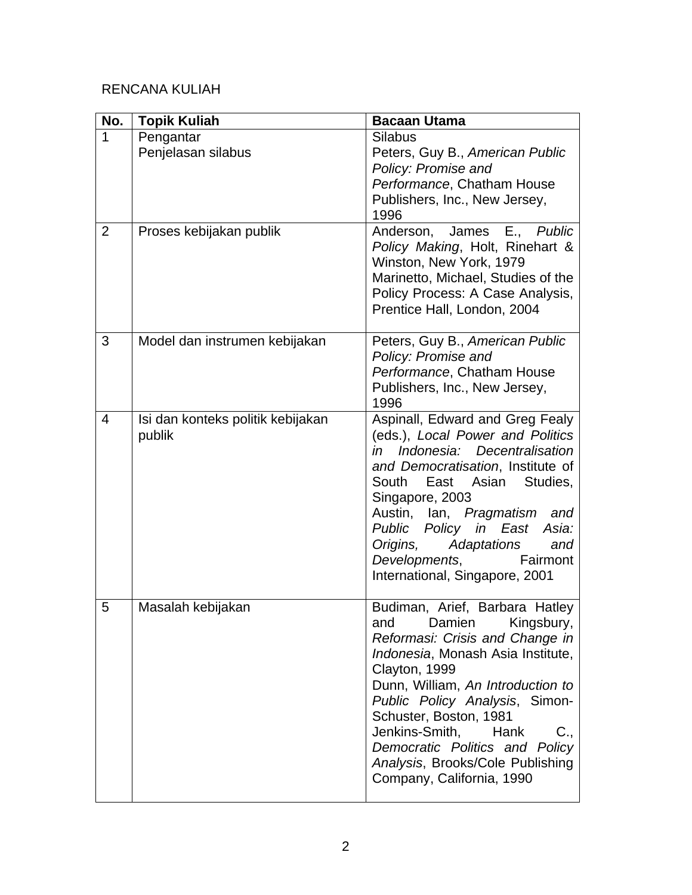RENCANA KULIAH

| No. | Topik Kuliah | Bacaan Utama |
| --- | --- | --- |
| 1 | Pengantar<br>Penjelasan silabus | Silabus<br>Peters, Guy B., *American Public Policy: Promise and Performance*, Chatham House Publishers, Inc., New Jersey, 1996 |
| 2 | Proses kebijakan publik | Anderson, James E., *Public Policy Making*, Holt, Rinehart & Winston, New York, 1979<br>Marinetto, Michael, Studies of the Policy Process: A Case Analysis, Prentice Hall, London, 2004 |
| 3 | Model dan instrumen kebijakan | Peters, Guy B., *American Public Policy: Promise and Performance*, Chatham House Publishers, Inc., New Jersey, 1996 |
| 4 | Isi dan konteks politik kebijakan publik | Aspinall, Edward and Greg Fealy (eds.), *Local Power and Politics in Indonesia: Decentralisation and Democratisation*, Institute of South East Asian Studies, Singapore, 2003<br>Austin, Ian, *Pragmatism and Public Policy in East Asia: Origins, Adaptations and Developments*, Fairmont International, Singapore, 2001 |
| 5 | Masalah kebijakan | Budiman, Arief, Barbara Hatley and Damien Kingsbury, *Reformasi: Crisis and Change in Indonesia*, Monash Asia Institute, Clayton, 1999<br>Dunn, William, *An Introduction to Public Policy Analysis*, Simon-Schuster, Boston, 1981<br>Jenkins-Smith, Hank C., *Democratic Politics and Policy Analysis*, Brooks/Cole Publishing Company, California, 1990 |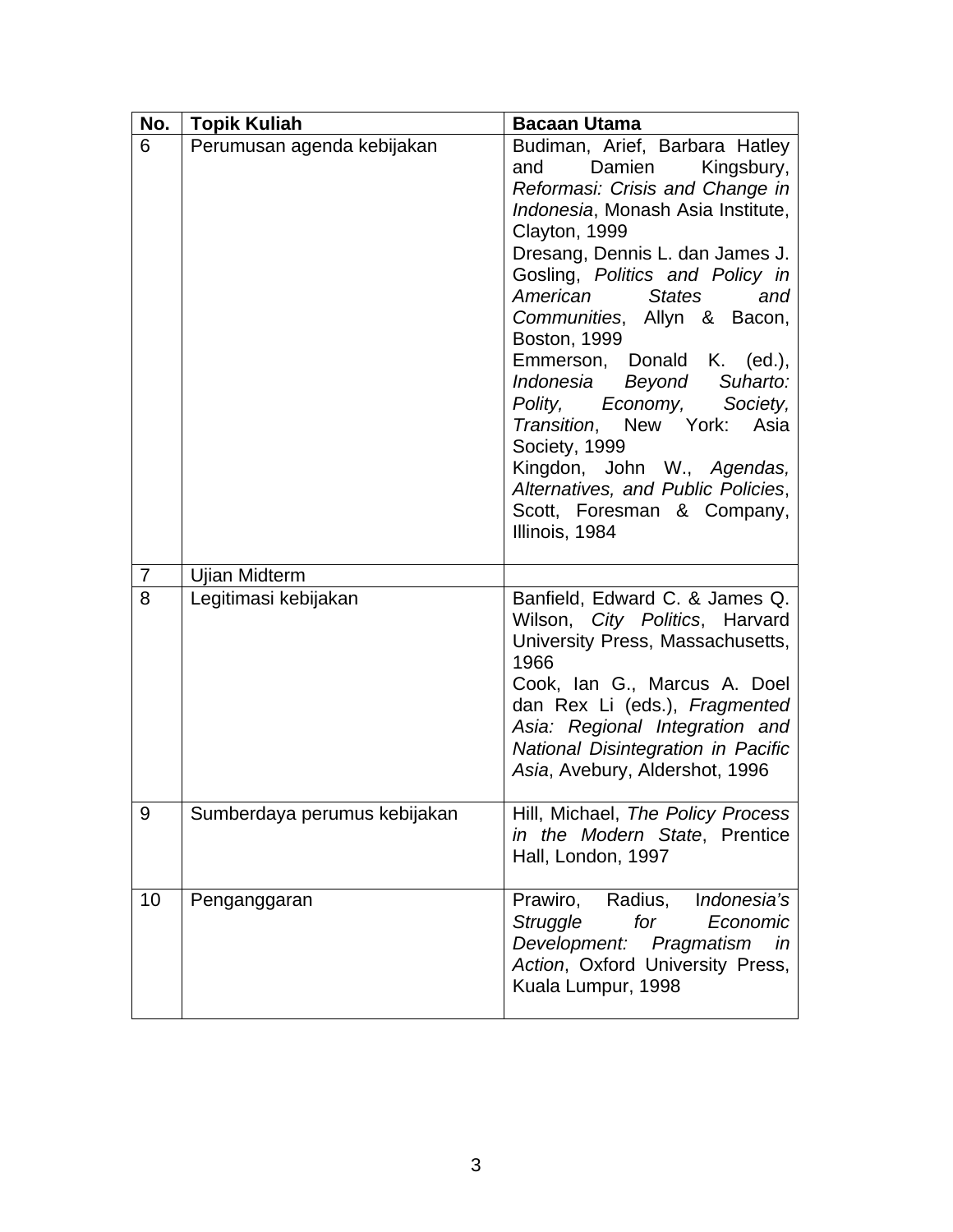| No. | Topik Kuliah | Bacaan Utama |
|---|---|---|
| 6 | Perumusan agenda kebijakan | Budiman, Arief, Barbara Hatley and Damien Kingsbury, *Reformasi: Crisis and Change in Indonesia*, Monash Asia Institute, Clayton, 1999<br>Dresang, Dennis L. dan James J. Gosling, *Politics and Policy in American States and Communities*, Allyn & Bacon, Boston, 1999<br>Emmerson, Donald K. (ed.), *Indonesia Beyond Suharto: Polity, Economy, Society, Transition*, New York: Asia Society, 1999<br>Kingdon, John W., *Agendas, Alternatives, and Public Policies*, Scott, Foresman & Company, Illinois, 1984 |
| 7 | Ujian Midterm | |
| 8 | Legitimasi kebijakan | Banfield, Edward C. & James Q. Wilson, *City Politics*, Harvard University Press, Massachusetts, 1966<br>Cook, Ian G., Marcus A. Doel dan Rex Li (eds.), *Fragmented Asia: Regional Integration and National Disintegration in Pacific Asia*, Avebury, Aldershot, 1996 |
| 9 | Sumberdaya perumus kebijakan | Hill, Michael, *The Policy Process in the Modern State*, Prentice Hall, London, 1997 |
| 10 | Penganggaran | Prawiro, Radius, *Indonesia's Struggle for Economic Development: Pragmatism in Action*, Oxford University Press, Kuala Lumpur, 1998 |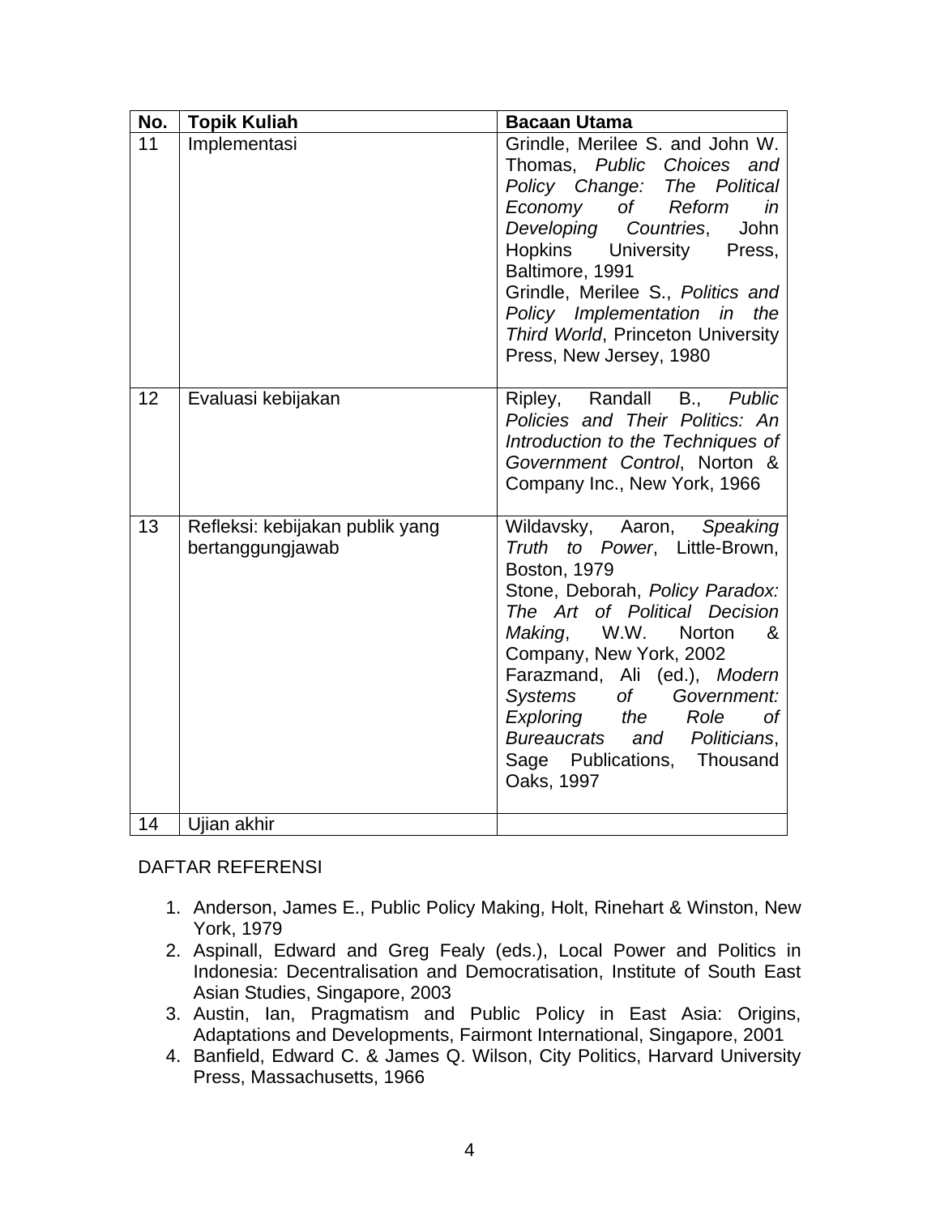| No. | Topik Kuliah | Bacaan Utama |
|---|---|---|
| 11 | Implementasi | Grindle, Merilee S. and John W. Thomas, *Public Choices and Policy Change: The Political Economy of Reform in Developing Countries*, John Hopkins University Press, Baltimore, 1991<br>Grindle, Merilee S., *Politics and Policy Implementation in the Third World*, Princeton University Press, New Jersey, 1980 |
| 12 | Evaluasi kebijakan | Ripley, Randall B., *Public Policies and Their Politics: An Introduction to the Techniques of Government Control*, Norton & Company Inc., New York, 1966 |
| 13 | Refleksi: kebijakan publik yang bertanggungjawab | Wildavsky, Aaron, *Speaking Truth to Power*, Little-Brown, Boston, 1979<br>Stone, Deborah, *Policy Paradox: The Art of Political Decision Making*, W.W. Norton & Company, New York, 2002<br>Farazmand, Ali (ed.), *Modern Systems of Government: Exploring the Role of Bureaucrats and Politicians*, Sage Publications, Thousand Oaks, 1997 |
| 14 | Ujian akhir | |

DAFTAR REFERENSI

1. Anderson, James E., Public Policy Making, Holt, Rinehart & Winston, New York, 1979
2. Aspinall, Edward and Greg Fealy (eds.), Local Power and Politics in Indonesia: Decentralisation and Democratisation, Institute of South East Asian Studies, Singapore, 2003
3. Austin, Ian, Pragmatism and Public Policy in East Asia: Origins, Adaptations and Developments, Fairmont International, Singapore, 2001
4. Banfield, Edward C. & James Q. Wilson, City Politics, Harvard University Press, Massachusetts, 1966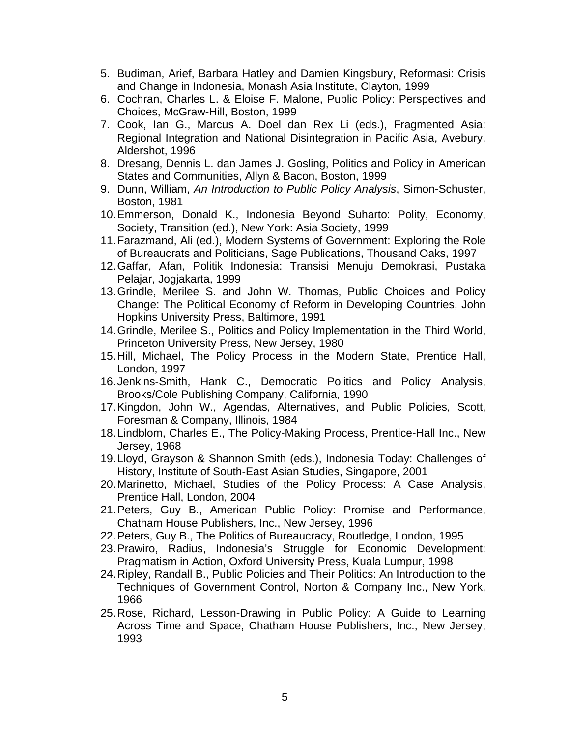5. Budiman, Arief, Barbara Hatley and Damien Kingsbury, Reformasi: Crisis and Change in Indonesia, Monash Asia Institute, Clayton, 1999
6. Cochran, Charles L. & Eloise F. Malone, Public Policy: Perspectives and Choices, McGraw-Hill, Boston, 1999
7. Cook, Ian G., Marcus A. Doel dan Rex Li (eds.), Fragmented Asia: Regional Integration and National Disintegration in Pacific Asia, Avebury, Aldershot, 1996
8. Dresang, Dennis L. dan James J. Gosling, Politics and Policy in American States and Communities, Allyn & Bacon, Boston, 1999
9. Dunn, William, *An Introduction to Public Policy Analysis*, Simon-Schuster, Boston, 1981
10. Emmerson, Donald K., Indonesia Beyond Suharto: Polity, Economy, Society, Transition (ed.), New York: Asia Society, 1999
11. Farazmand, Ali (ed.), Modern Systems of Government: Exploring the Role of Bureaucrats and Politicians, Sage Publications, Thousand Oaks, 1997
12. Gaffar, Afan, Politik Indonesia: Transisi Menuju Demokrasi, Pustaka Pelajar, Jogjakarta, 1999
13. Grindle, Merilee S. and John W. Thomas, Public Choices and Policy Change: The Political Economy of Reform in Developing Countries, John Hopkins University Press, Baltimore, 1991
14. Grindle, Merilee S., Politics and Policy Implementation in the Third World, Princeton University Press, New Jersey, 1980
15. Hill, Michael, The Policy Process in the Modern State, Prentice Hall, London, 1997
16. Jenkins-Smith, Hank C., Democratic Politics and Policy Analysis, Brooks/Cole Publishing Company, California, 1990
17. Kingdon, John W., Agendas, Alternatives, and Public Policies, Scott, Foresman & Company, Illinois, 1984
18. Lindblom, Charles E., The Policy-Making Process, Prentice-Hall Inc., New Jersey, 1968
19. Lloyd, Grayson & Shannon Smith (eds.), Indonesia Today: Challenges of History, Institute of South-East Asian Studies, Singapore, 2001
20. Marinetto, Michael, Studies of the Policy Process: A Case Analysis, Prentice Hall, London, 2004
21. Peters, Guy B., American Public Policy: Promise and Performance, Chatham House Publishers, Inc., New Jersey, 1996
22. Peters, Guy B., The Politics of Bureaucracy, Routledge, London, 1995
23. Prawiro, Radius, Indonesia's Struggle for Economic Development: Pragmatism in Action, Oxford University Press, Kuala Lumpur, 1998
24. Ripley, Randall B., Public Policies and Their Politics: An Introduction to the Techniques of Government Control, Norton & Company Inc., New York, 1966
25. Rose, Richard, Lesson-Drawing in Public Policy: A Guide to Learning Across Time and Space, Chatham House Publishers, Inc., New Jersey, 1993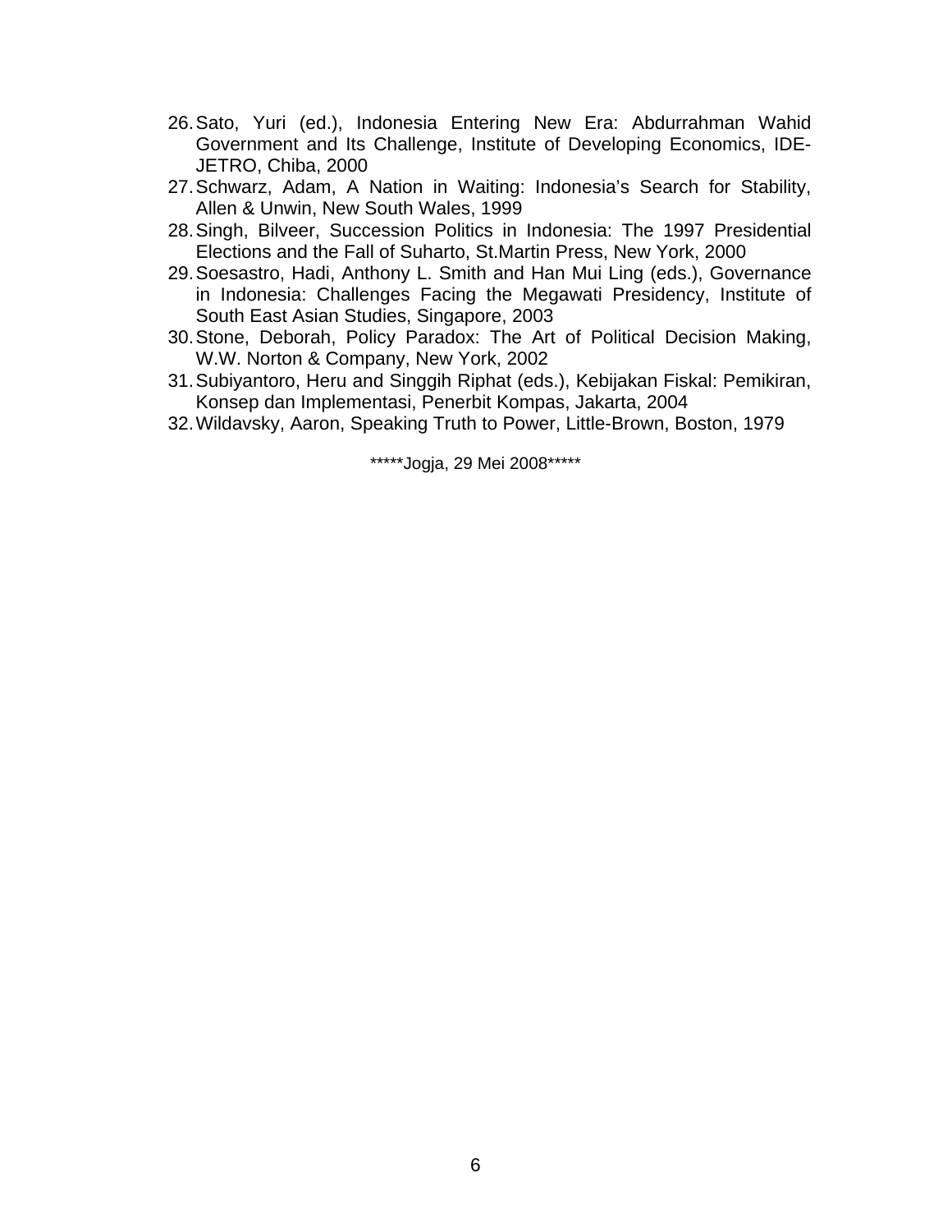26. Sato, Yuri (ed.), Indonesia Entering New Era: Abdurrahman Wahid Government and Its Challenge, Institute of Developing Economics, IDE-JETRO, Chiba, 2000
27. Schwarz, Adam, A Nation in Waiting: Indonesia's Search for Stability, Allen & Unwin, New South Wales, 1999
28. Singh, Bilveer, Succession Politics in Indonesia: The 1997 Presidential Elections and the Fall of Suharto, St.Martin Press, New York, 2000
29. Soesastro, Hadi, Anthony L. Smith and Han Mui Ling (eds.), Governance in Indonesia: Challenges Facing the Megawati Presidency, Institute of South East Asian Studies, Singapore, 2003
30. Stone, Deborah, Policy Paradox: The Art of Political Decision Making, W.W. Norton & Company, New York, 2002
31. Subiyantoro, Heru and Singgih Riphat (eds.), Kebijakan Fiskal: Pemikiran, Konsep dan Implementasi, Penerbit Kompas, Jakarta, 2004
32. Wildavsky, Aaron, Speaking Truth to Power, Little-Brown, Boston, 1979

*****Jogja, 29 Mei 2008*****